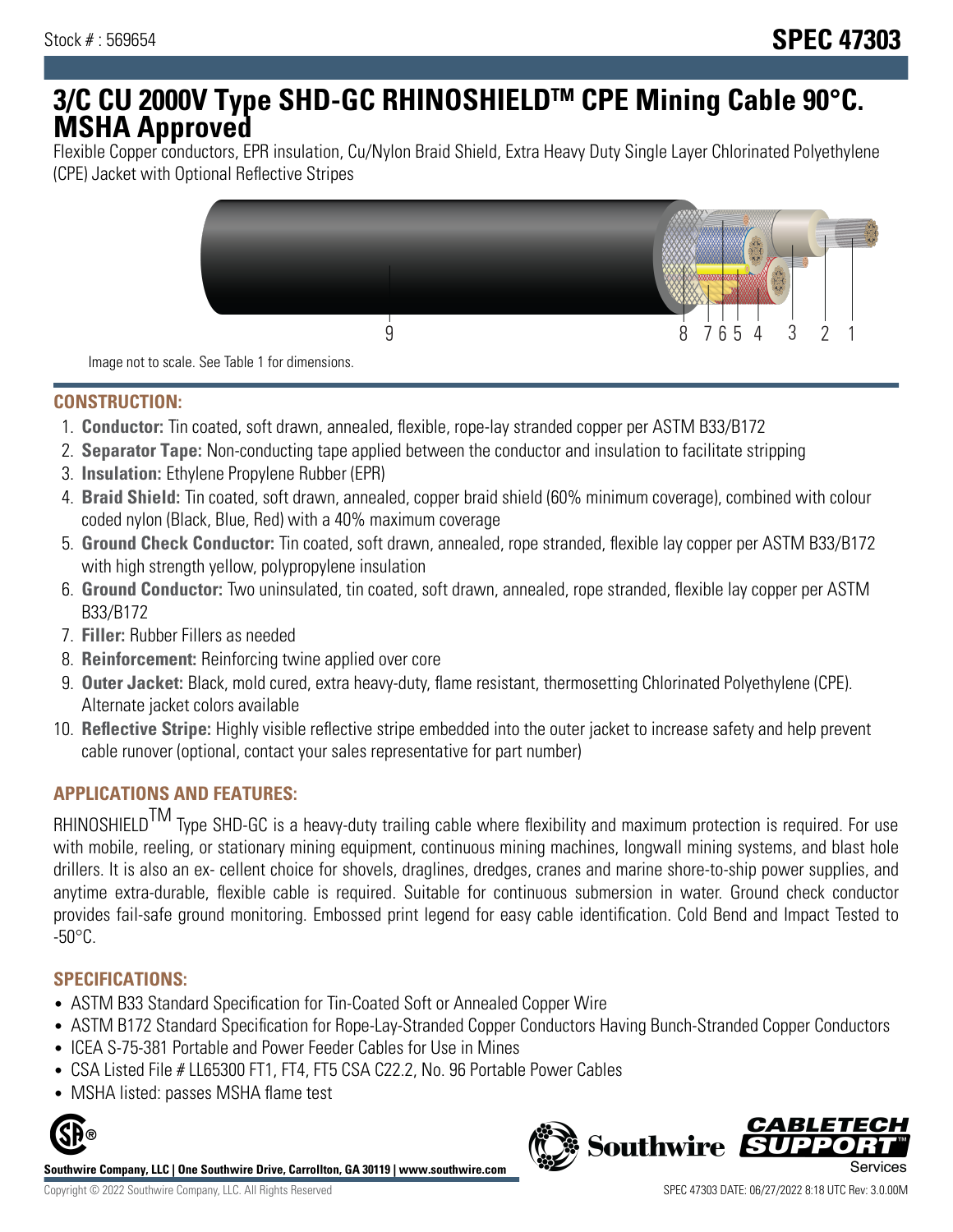Stock # : 569654

# SPEC 47303

# 3/C CU 2000V Type SHD-GC RHINOSHIELDTM CPE Mining Cable 90°C. MSHA Approved

Flexible Copper conductors, EPR insulation, Cu/Nylon Braid Shield, Extra Heavy Duty Single Layer Chlorinated Polyethylene (CPE) Jacket with Optional Reflective Stripes

Image not to scale. See Table 1 for dimensions.

## CONSTRUCTION:

1. **Conductor:** Tin coated, soft drawn, annealed, flexible, rope-lay stranded copper per ASTM B33/B172
2. **Separator Tape:** Non-conducting tape applied between the conductor and insulation to facilitate stripping
3. **Insulation:** Ethylene Propylene Rubber (EPR)
4. **Braid Shield:** Tin coated, soft drawn, annealed, copper braid shield (60% minimum coverage), combined with colour coded nylon (Black, Blue, Red) with a 40% maximum coverage
5. **Ground Check Conductor:** Tin coated, soft drawn, annealed, rope stranded, flexible lay copper per ASTM B33/B172 with high strength yellow, polypropylene insulation
6. **Ground Conductor:** Two uninsulated, tin coated, soft drawn, annealed, rope stranded, flexible lay copper per ASTM B33/B172
7. **Filler:** Rubber Fillers as needed
8. **Reinforcement:** Reinforcing twine applied over core
9. **Outer Jacket:** Black, mold cured, extra heavy-duty, flame resistant, thermosetting Chlorinated Polyethylene (CPE). Alternate jacket colors available
10. **Reflective Stripe:** Highly visible reflective stripe embedded into the outer jacket to increase safety and help prevent cable runover (optional, contact your sales representative for part number)

## APPLICATIONS AND FEATURES:

RHINOSHIELDTM Type SHD-GC is a heavy-duty trailing cable where flexibility and maximum protection is required. For use with mobile, reeling, or stationary mining equipment, continuous mining machines, longwall mining systems, and blast hole drillers. It is also an ex- cellent choice for shovels, draglines, dredges, cranes and marine shore-to-ship power supplies, and anytime extra-durable, flexible cable is required. Suitable for continuous submersion in water. Ground check conductor provides fail-safe ground monitoring. Embossed print legend for easy cable identification. Cold Bend and Impact Tested to -50°C.

## SPECIFICATIONS:

- ASTM B33 Standard Specification for Tin-Coated Soft or Annealed Copper Wire
- ASTM B172 Standard Specification for Rope-Lay-Stranded Copper Conductors Having Bunch-Stranded Copper Conductors
- ICEA S-75-381 Portable and Power Feeder Cables for Use in Mines
- CSA Listed File # LL65300 FT1, FT4, FT5 CSA C22.2, No. 96 Portable Power Cables
- MSHA listed: passes MSHA flame test

**Southwire Company, LLC | One Southwire Drive, Carrollton, GA 30119 | www.southwire.com**

Copyright © 2022 Southwire Company, LLC. All Rights Reserved

SPEC 47303 DATE: 06/27/2022 8:18 UTC Rev: 3.0.00M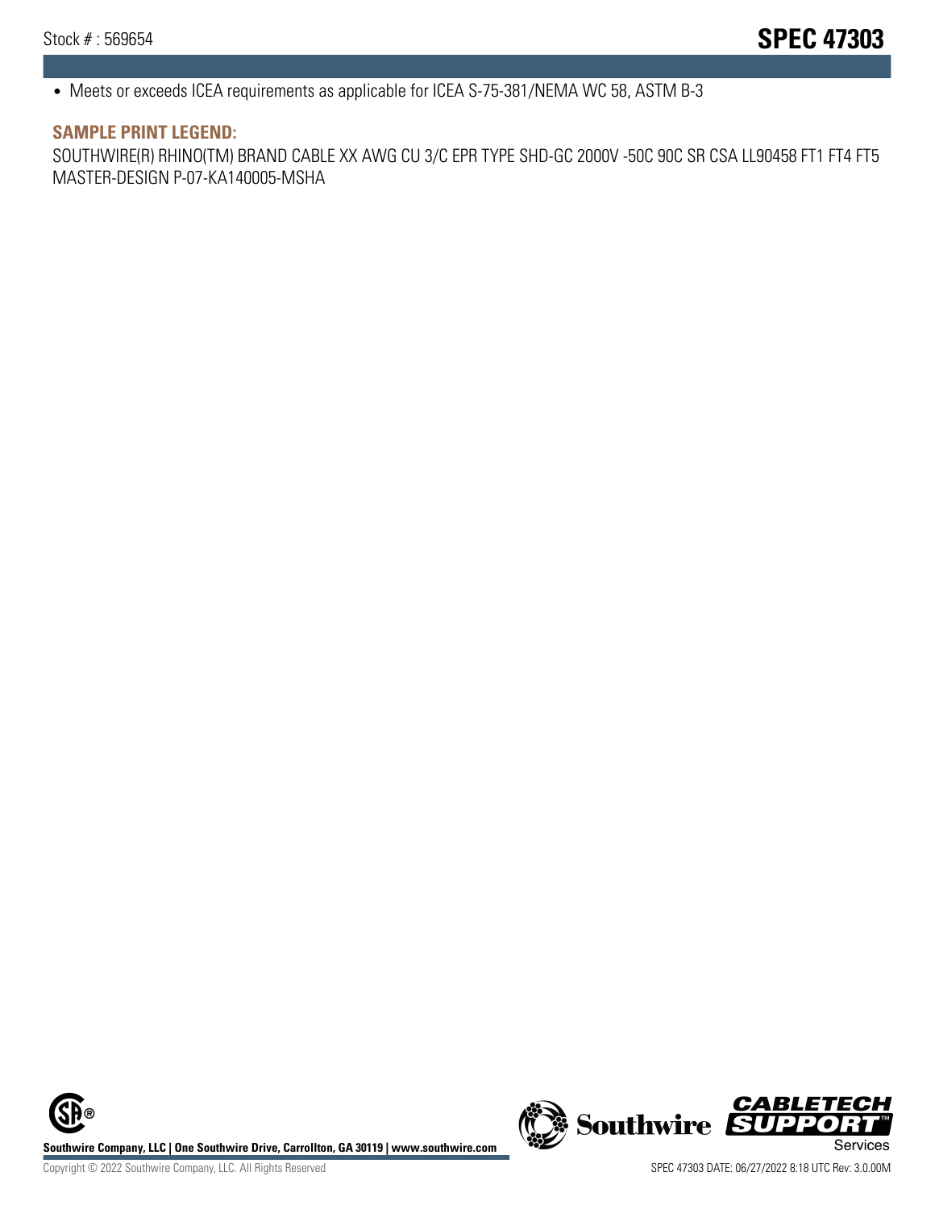- Meets or exceeds ICEA requirements as applicable for ICEA S-75-381/NEMA WC 58, ASTM B-3

## SAMPLE PRINT LEGEND:

SOUTHWIRE(R) RHINO(TM) BRAND CABLE XX AWG CU 3/C EPR TYPE SHD-GC 2000V -50C 90C SR CSA LL90458 FT1 FT4 FT5 MASTER-DESIGN P-07-KA140005-MSHA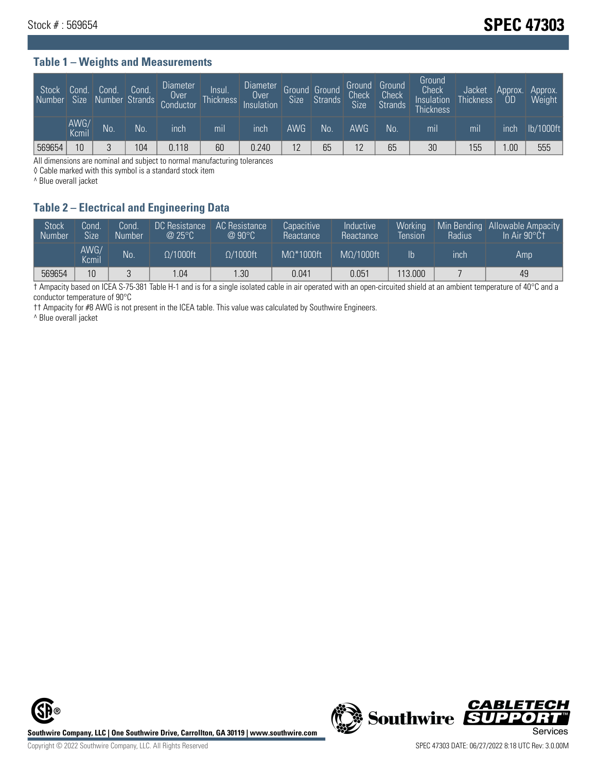Stock # : 569654

# SPEC 47303

## Table 1 – Weights and Measurements

| Stock Number | Cond. Size | Cond. Number | Cond. Strands | Diameter Over Conductor | Insul. Thickness | Diameter Over Insulation | Ground Size | Ground Strands | Ground Check Size | Ground Check Strands | Ground Check Insulation Thickness | Jacket Thickness | Approx. OD | Approx. Weight |
|---|---|---|---|---|---|---|---|---|---|---|---|---|---|---|
| | AWG/ Kcmil | No. | No. | inch | mil | inch | AWG | No. | AWG | No. | mil | mil | inch | lb/1000ft |
| 569654 | 10 | 3 | 104 | 0.118 | 60 | 0.240 | 12 | 65 | 12 | 65 | 30 | 155 | 1.00 | 555 |

All dimensions are nominal and subject to normal manufacturing tolerances

◊ Cable marked with this symbol is a standard stock item

^ Blue overall jacket

## Table 2 – Electrical and Engineering Data

| Stock Number | Cond. Size | Cond. Number | DC Resistance @ 25°C | AC Resistance @ 90°C | Capacitive Reactance | Inductive Reactance | Working Tension | Min Bending Radius | Allowable Ampacity In Air 90°C† |
|---|---|---|---|---|---|---|---|---|---|
| | AWG/ Kcmil | No. | Ω/1000ft | Ω/1000ft | MΩ*1000ft | MΩ/1000ft | lb | inch | Amp |
| 569654 | 10 | 3 | 1.04 | 1.30 | 0.041 | 0.051 | 113.000 | 7 | 49 |

† Ampacity based on ICEA S-75-381 Table H-1 and is for a single isolated cable in air operated with an open-circuited shield at an ambient temperature of 40°C and a conductor temperature of 90°C

†† Ampacity for #8 AWG is not present in the ICEA table. This value was calculated by Southwire Engineers.

^ Blue overall jacket

**Southwire Company, LLC | One Southwire Drive, Carrollton, GA 30119 | www.southwire.com**

Copyright © 2022 Southwire Company, LLC. All Rights Reserved

SPEC 47303 DATE: 06/27/2022 8:18 UTC Rev: 3.0.00M